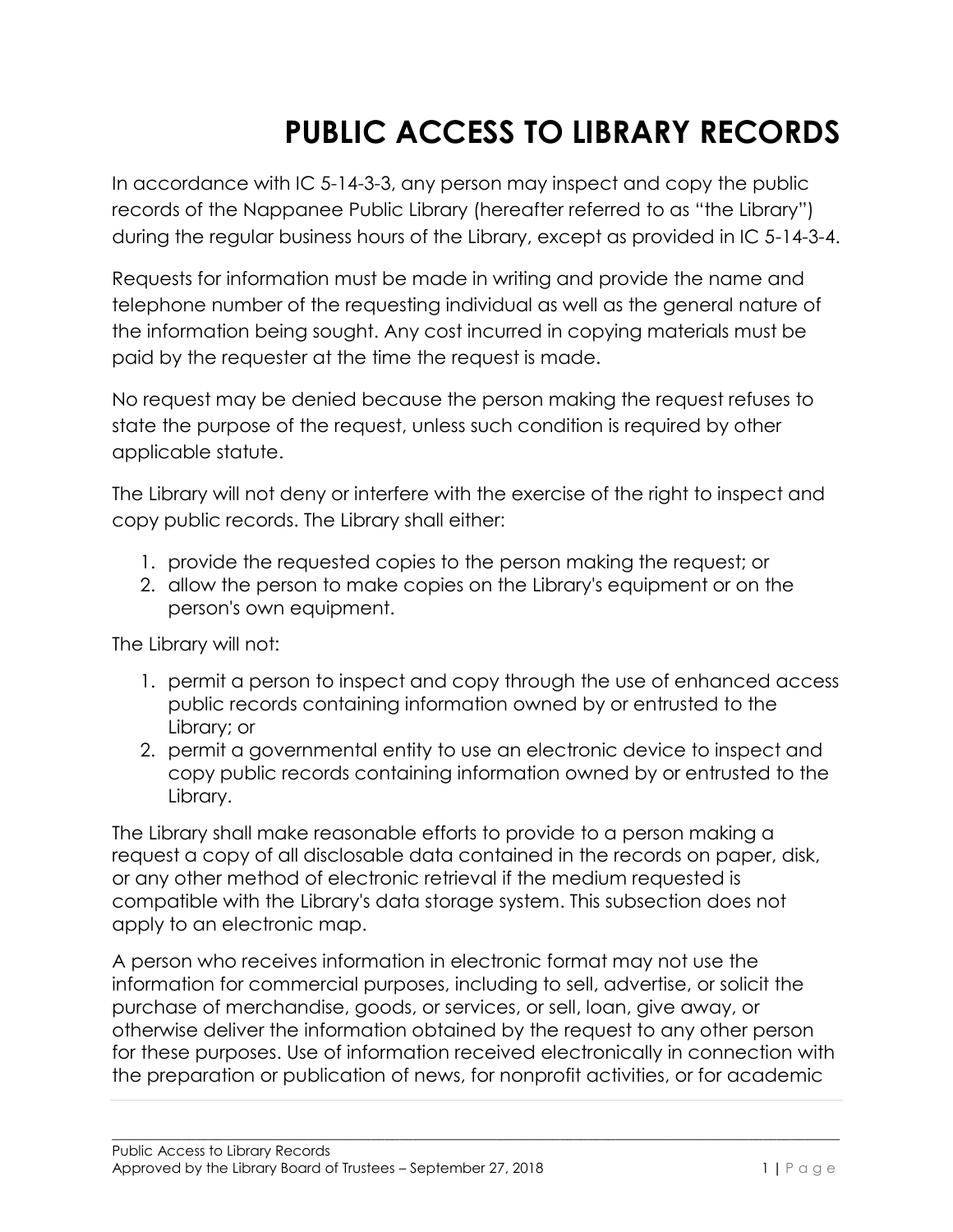# PUBLIC ACCESS TO LIBRARY RECORDS

In accordance with IC 5-14-3-3, any person may inspect and copy the public records of the Nappanee Public Library (hereafter referred to as "the Library") during the regular business hours of the Library, except as provided in IC 5-14-3-4.

Requests for information must be made in writing and provide the name and telephone number of the requesting individual as well as the general nature of the information being sought. Any cost incurred in copying materials must be paid by the requester at the time the request is made.

No request may be denied because the person making the request refuses to state the purpose of the request, unless such condition is required by other applicable statute.

The Library will not deny or interfere with the exercise of the right to inspect and copy public records. The Library shall either:

1. provide the requested copies to the person making the request; or
2. allow the person to make copies on the Library's equipment or on the person's own equipment.

The Library will not:

1. permit a person to inspect and copy through the use of enhanced access public records containing information owned by or entrusted to the Library; or
2. permit a governmental entity to use an electronic device to inspect and copy public records containing information owned by or entrusted to the Library.

The Library shall make reasonable efforts to provide to a person making a request a copy of all disclosable data contained in the records on paper, disk, or any other method of electronic retrieval if the medium requested is compatible with the Library's data storage system. This subsection does not apply to an electronic map.

A person who receives information in electronic format may not use the information for commercial purposes, including to sell, advertise, or solicit the purchase of merchandise, goods, or services, or sell, loan, give away, or otherwise deliver the information obtained by the request to any other person for these purposes. Use of information received electronically in connection with the preparation or publication of news, for nonprofit activities, or for academic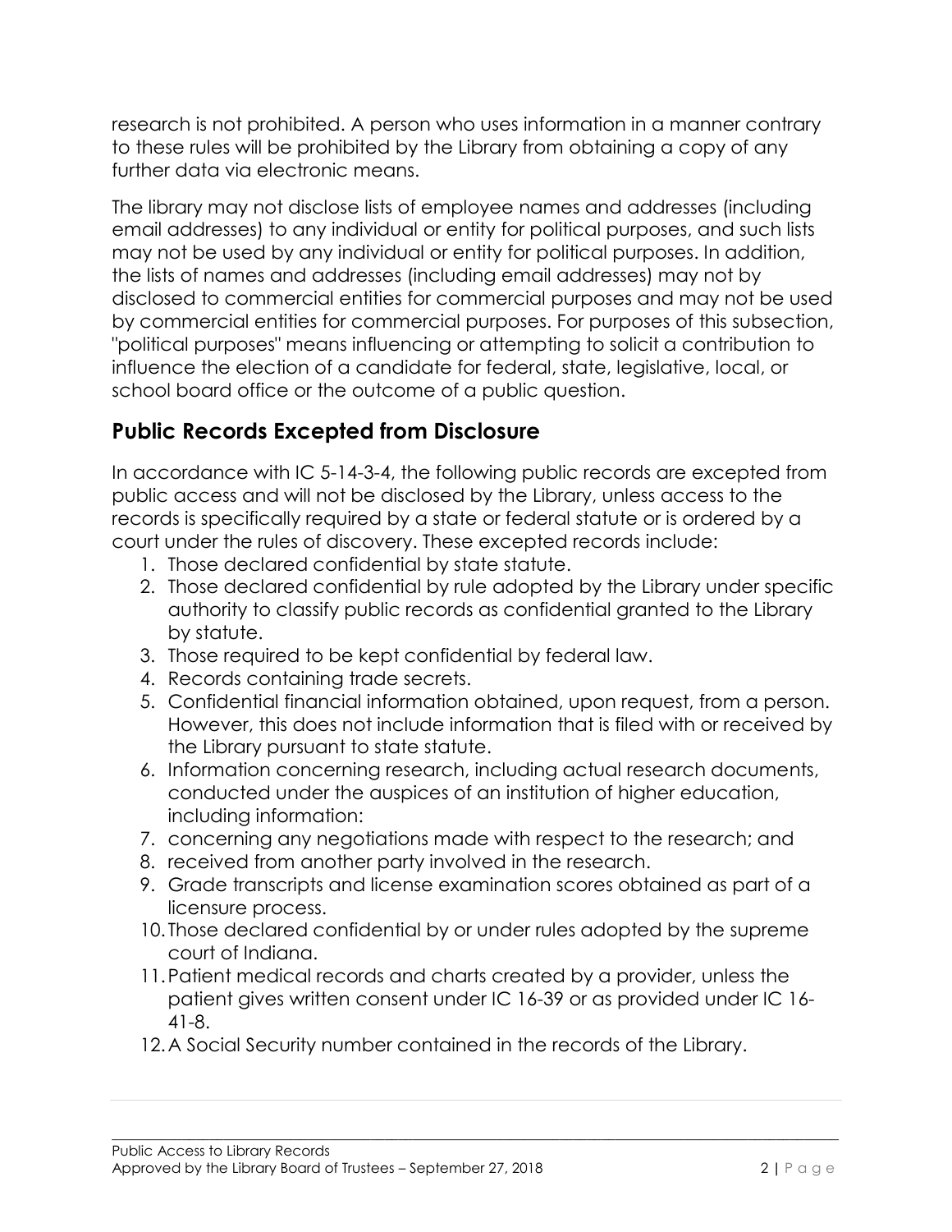research is not prohibited. A person who uses information in a manner contrary to these rules will be prohibited by the Library from obtaining a copy of any further data via electronic means.

The library may not disclose lists of employee names and addresses (including email addresses) to any individual or entity for political purposes, and such lists may not be used by any individual or entity for political purposes. In addition, the lists of names and addresses (including email addresses) may not by disclosed to commercial entities for commercial purposes and may not be used by commercial entities for commercial purposes. For purposes of this subsection, "political purposes" means influencing or attempting to solicit a contribution to influence the election of a candidate for federal, state, legislative, local, or school board office or the outcome of a public question.

## Public Records Excepted from Disclosure

In accordance with IC 5-14-3-4, the following public records are excepted from public access and will not be disclosed by the Library, unless access to the records is specifically required by a state or federal statute or is ordered by a court under the rules of discovery. These excepted records include:

1. Those declared confidential by state statute.
2. Those declared confidential by rule adopted by the Library under specific authority to classify public records as confidential granted to the Library by statute.
3. Those required to be kept confidential by federal law.
4. Records containing trade secrets.
5. Confidential financial information obtained, upon request, from a person. However, this does not include information that is filed with or received by the Library pursuant to state statute.
6. Information concerning research, including actual research documents, conducted under the auspices of an institution of higher education, including information:
7. concerning any negotiations made with respect to the research; and
8. received from another party involved in the research.
9. Grade transcripts and license examination scores obtained as part of a licensure process.
10. Those declared confidential by or under rules adopted by the supreme court of Indiana.
11. Patient medical records and charts created by a provider, unless the patient gives written consent under IC 16-39 or as provided under IC 16-41-8.
12. A Social Security number contained in the records of the Library.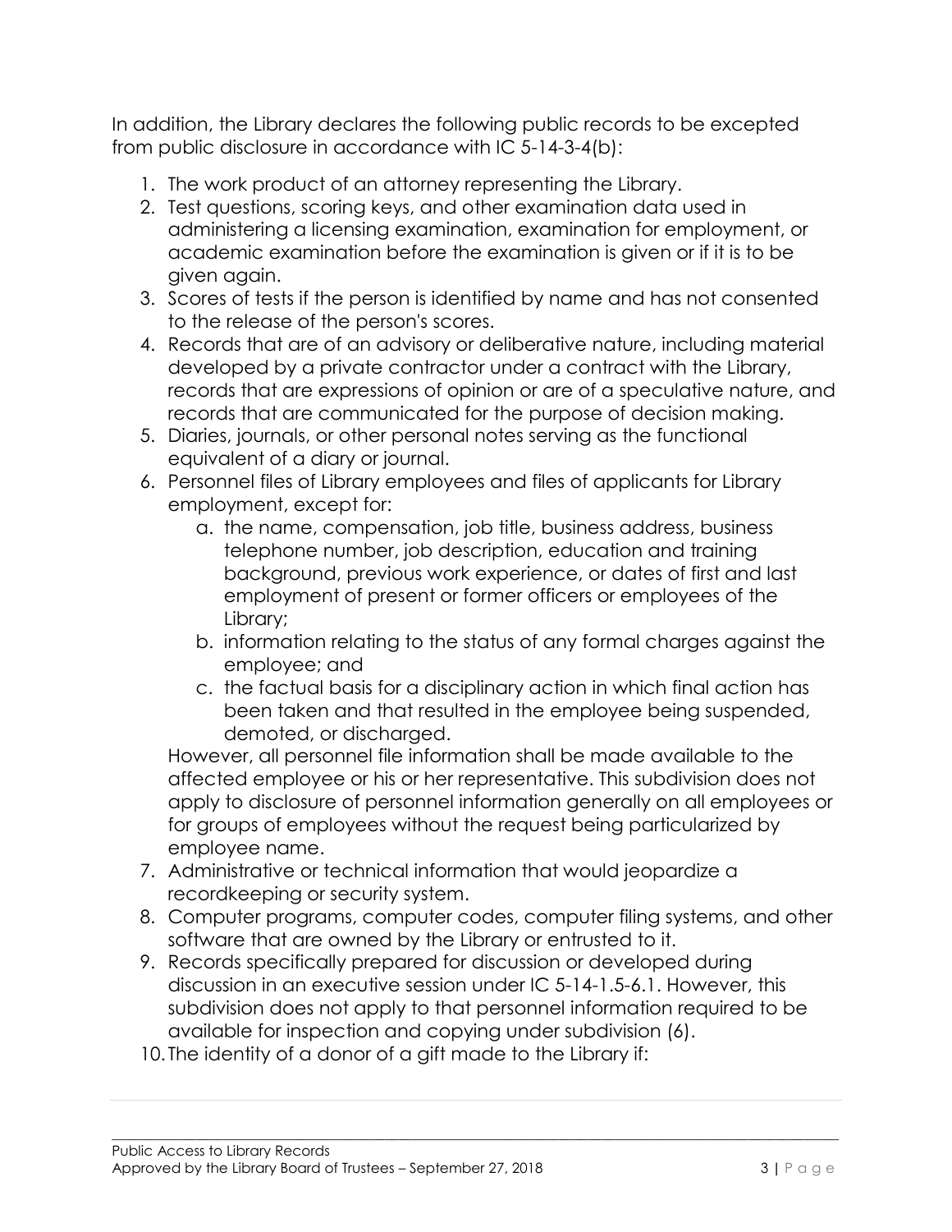In addition, the Library declares the following public records to be excepted from public disclosure in accordance with IC 5-14-3-4(b):

1. The work product of an attorney representing the Library.
2. Test questions, scoring keys, and other examination data used in administering a licensing examination, examination for employment, or academic examination before the examination is given or if it is to be given again.
3. Scores of tests if the person is identified by name and has not consented to the release of the person's scores.
4. Records that are of an advisory or deliberative nature, including material developed by a private contractor under a contract with the Library, records that are expressions of opinion or are of a speculative nature, and records that are communicated for the purpose of decision making.
5. Diaries, journals, or other personal notes serving as the functional equivalent of a diary or journal.
6. Personnel files of Library employees and files of applicants for Library employment, except for:
   a. the name, compensation, job title, business address, business telephone number, job description, education and training background, previous work experience, or dates of first and last employment of present or former officers or employees of the Library;
   b. information relating to the status of any formal charges against the employee; and
   c. the factual basis for a disciplinary action in which final action has been taken and that resulted in the employee being suspended, demoted, or discharged.

   However, all personnel file information shall be made available to the affected employee or his or her representative. This subdivision does not apply to disclosure of personnel information generally on all employees or for groups of employees without the request being particularized by employee name.
7. Administrative or technical information that would jeopardize a recordkeeping or security system.
8. Computer programs, computer codes, computer filing systems, and other software that are owned by the Library or entrusted to it.
9. Records specifically prepared for discussion or developed during discussion in an executive session under IC 5-14-1.5-6.1. However, this subdivision does not apply to that personnel information required to be available for inspection and copying under subdivision (6).
10. The identity of a donor of a gift made to the Library if: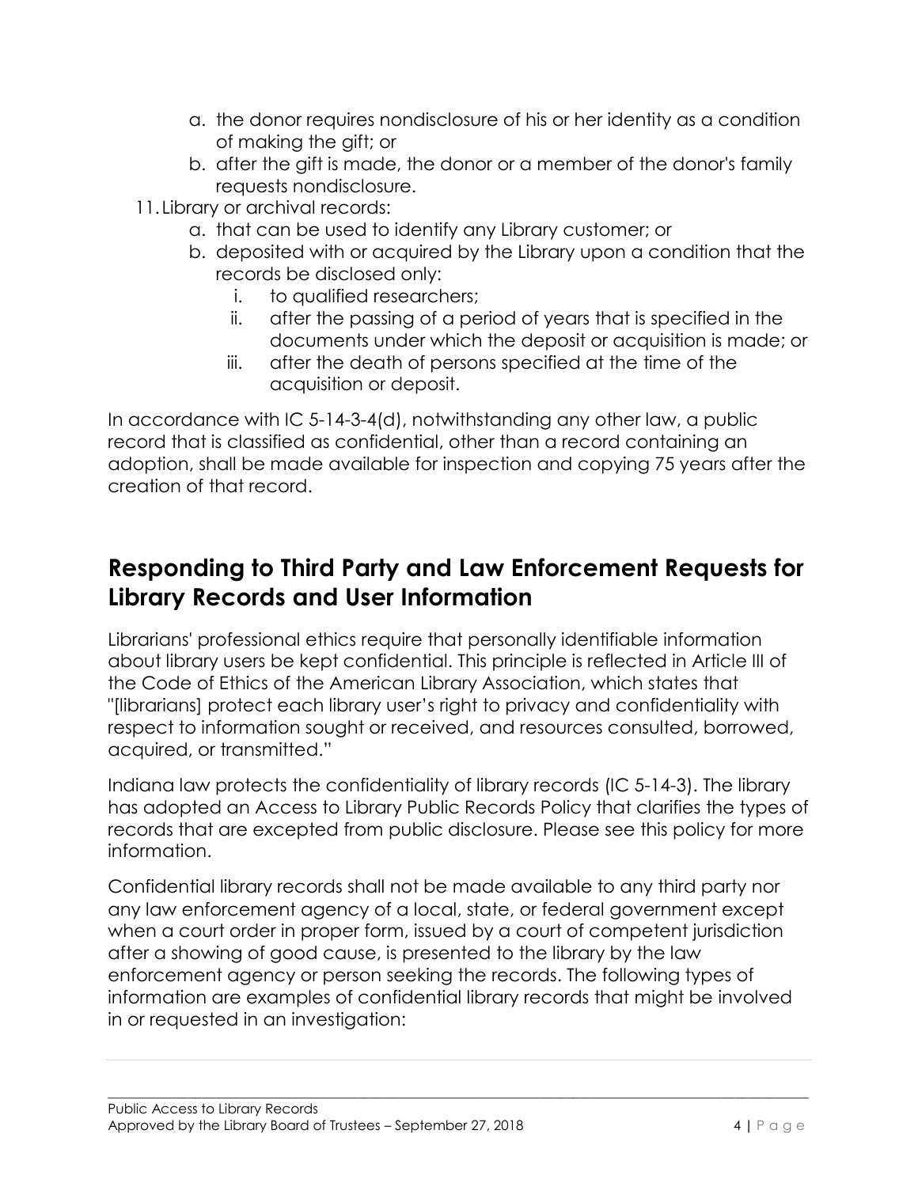a. the donor requires nondisclosure of his or her identity as a condition of making the gift; or
   b. after the gift is made, the donor or a member of the donor's family requests nondisclosure.
11. Library or archival records:
   a. that can be used to identify any Library customer; or
   b. deposited with or acquired by the Library upon a condition that the records be disclosed only:
      i. to qualified researchers;
      ii. after the passing of a period of years that is specified in the documents under which the deposit or acquisition is made; or
      iii. after the death of persons specified at the time of the acquisition or deposit.

In accordance with IC 5-14-3-4(d), notwithstanding any other law, a public record that is classified as confidential, other than a record containing an adoption, shall be made available for inspection and copying 75 years after the creation of that record.

## Responding to Third Party and Law Enforcement Requests for Library Records and User Information

Librarians' professional ethics require that personally identifiable information about library users be kept confidential. This principle is reflected in Article III of the Code of Ethics of the American Library Association, which states that "[librarians] protect each library user's right to privacy and confidentiality with respect to information sought or received, and resources consulted, borrowed, acquired, or transmitted."

Indiana law protects the confidentiality of library records (IC 5-14-3). The library has adopted an Access to Library Public Records Policy that clarifies the types of records that are excepted from public disclosure. Please see this policy for more information.

Confidential library records shall not be made available to any third party nor any law enforcement agency of a local, state, or federal government except when a court order in proper form, issued by a court of competent jurisdiction after a showing of good cause, is presented to the library by the law enforcement agency or person seeking the records. The following types of information are examples of confidential library records that might be involved in or requested in an investigation: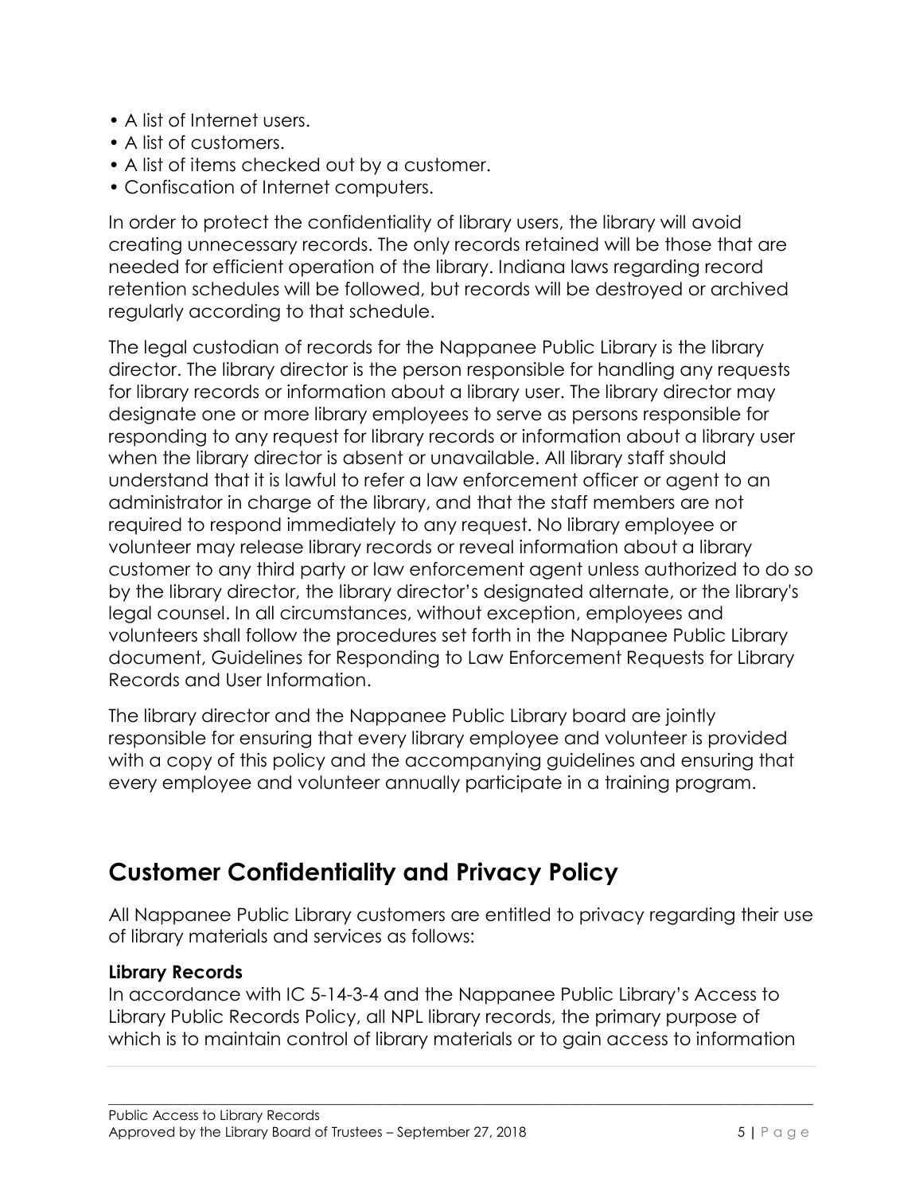- A list of Internet users.
- A list of customers.
- A list of items checked out by a customer.
- Confiscation of Internet computers.

In order to protect the confidentiality of library users, the library will avoid creating unnecessary records. The only records retained will be those that are needed for efficient operation of the library. Indiana laws regarding record retention schedules will be followed, but records will be destroyed or archived regularly according to that schedule.

The legal custodian of records for the Nappanee Public Library is the library director. The library director is the person responsible for handling any requests for library records or information about a library user. The library director may designate one or more library employees to serve as persons responsible for responding to any request for library records or information about a library user when the library director is absent or unavailable. All library staff should understand that it is lawful to refer a law enforcement officer or agent to an administrator in charge of the library, and that the staff members are not required to respond immediately to any request. No library employee or volunteer may release library records or reveal information about a library customer to any third party or law enforcement agent unless authorized to do so by the library director, the library director's designated alternate, or the library's legal counsel. In all circumstances, without exception, employees and volunteers shall follow the procedures set forth in the Nappanee Public Library document, Guidelines for Responding to Law Enforcement Requests for Library Records and User Information.

The library director and the Nappanee Public Library board are jointly responsible for ensuring that every library employee and volunteer is provided with a copy of this policy and the accompanying guidelines and ensuring that every employee and volunteer annually participate in a training program.

## Customer Confidentiality and Privacy Policy

All Nappanee Public Library customers are entitled to privacy regarding their use of library materials and services as follows:

**Library Records**
In accordance with IC 5-14-3-4 and the Nappanee Public Library's Access to Library Public Records Policy, all NPL library records, the primary purpose of which is to maintain control of library materials or to gain access to information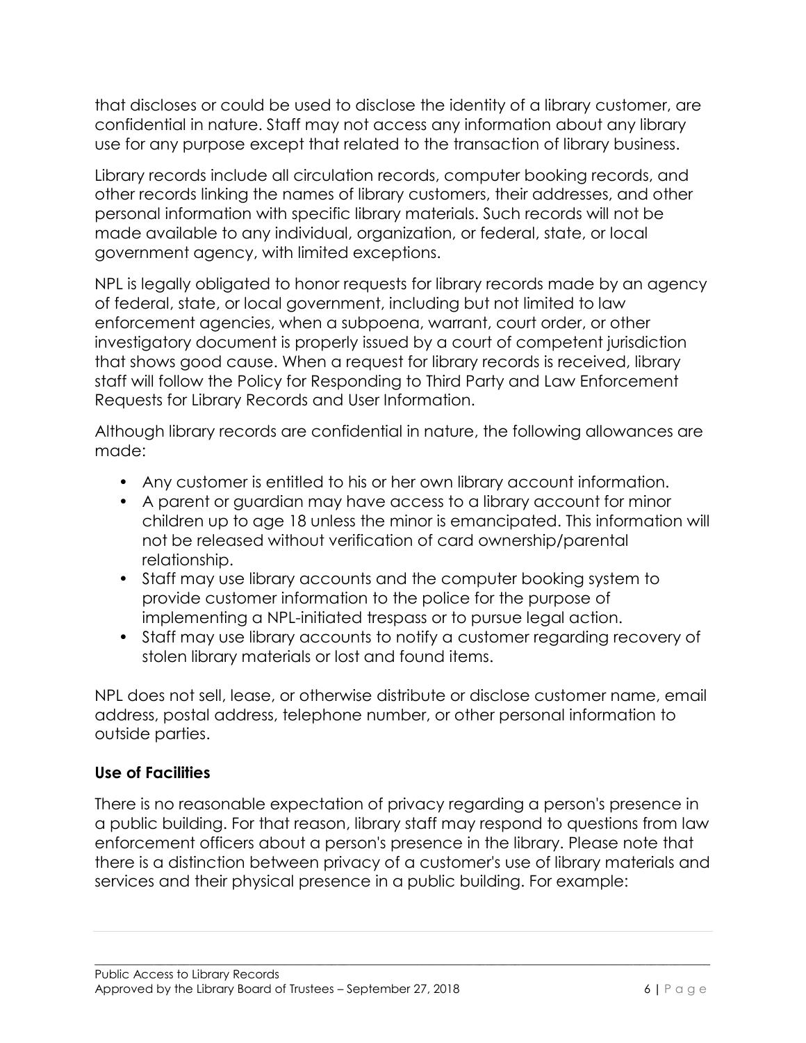that discloses or could be used to disclose the identity of a library customer, are confidential in nature. Staff may not access any information about any library use for any purpose except that related to the transaction of library business.

Library records include all circulation records, computer booking records, and other records linking the names of library customers, their addresses, and other personal information with specific library materials. Such records will not be made available to any individual, organization, or federal, state, or local government agency, with limited exceptions.

NPL is legally obligated to honor requests for library records made by an agency of federal, state, or local government, including but not limited to law enforcement agencies, when a subpoena, warrant, court order, or other investigatory document is properly issued by a court of competent jurisdiction that shows good cause. When a request for library records is received, library staff will follow the Policy for Responding to Third Party and Law Enforcement Requests for Library Records and User Information.

Although library records are confidential in nature, the following allowances are made:

- Any customer is entitled to his or her own library account information.
- A parent or guardian may have access to a library account for minor children up to age 18 unless the minor is emancipated. This information will not be released without verification of card ownership/parental relationship.
- Staff may use library accounts and the computer booking system to provide customer information to the police for the purpose of implementing a NPL-initiated trespass or to pursue legal action.
- Staff may use library accounts to notify a customer regarding recovery of stolen library materials or lost and found items.

NPL does not sell, lease, or otherwise distribute or disclose customer name, email address, postal address, telephone number, or other personal information to outside parties.

### Use of Facilities

There is no reasonable expectation of privacy regarding a person's presence in a public building. For that reason, library staff may respond to questions from law enforcement officers about a person's presence in the library. Please note that there is a distinction between privacy of a customer's use of library materials and services and their physical presence in a public building. For example: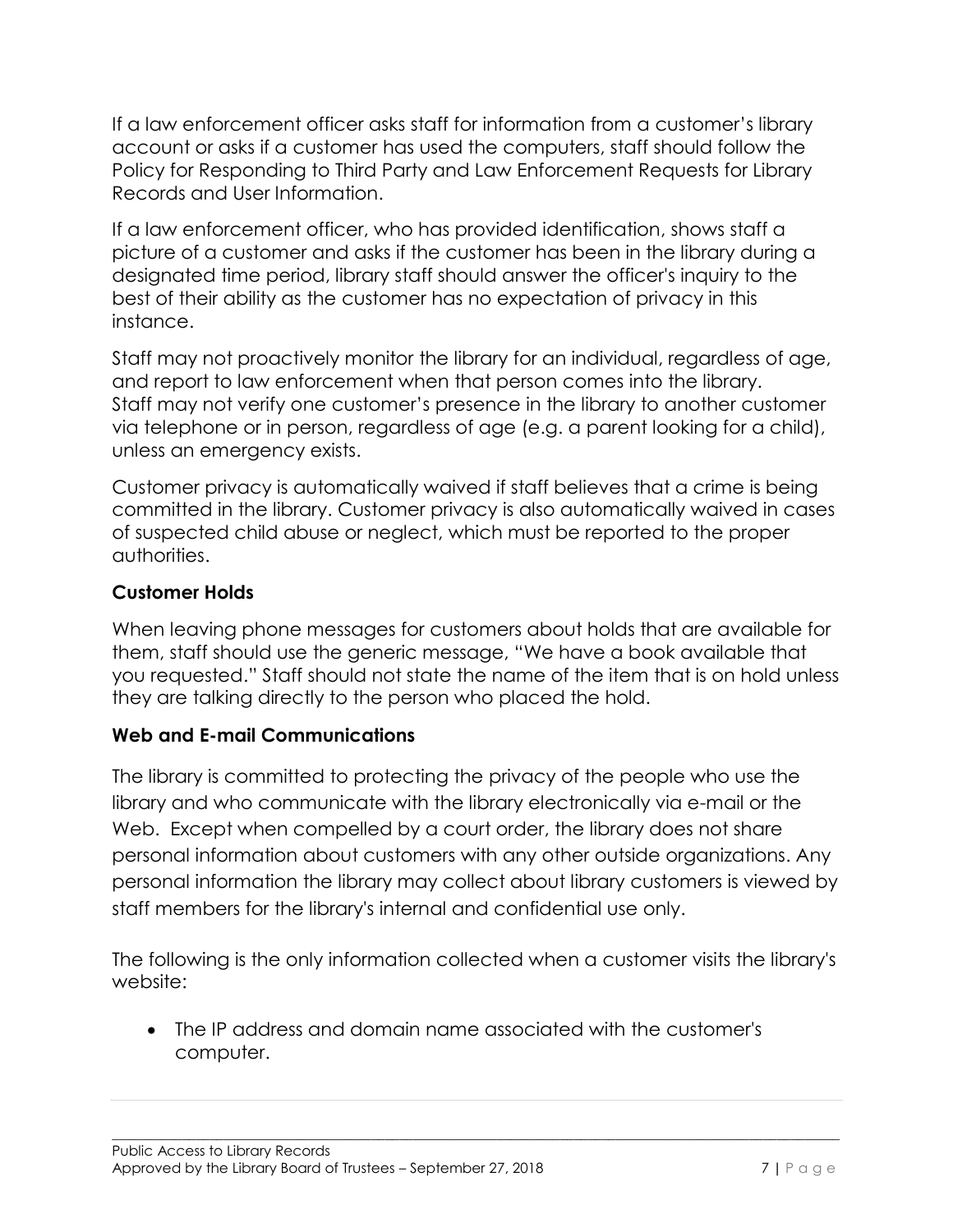If a law enforcement officer asks staff for information from a customer's library account or asks if a customer has used the computers, staff should follow the Policy for Responding to Third Party and Law Enforcement Requests for Library Records and User Information.

If a law enforcement officer, who has provided identification, shows staff a picture of a customer and asks if the customer has been in the library during a designated time period, library staff should answer the officer's inquiry to the best of their ability as the customer has no expectation of privacy in this instance.

Staff may not proactively monitor the library for an individual, regardless of age, and report to law enforcement when that person comes into the library. Staff may not verify one customer's presence in the library to another customer via telephone or in person, regardless of age (e.g. a parent looking for a child), unless an emergency exists.

Customer privacy is automatically waived if staff believes that a crime is being committed in the library. Customer privacy is also automatically waived in cases of suspected child abuse or neglect, which must be reported to the proper authorities.

### Customer Holds

When leaving phone messages for customers about holds that are available for them, staff should use the generic message, "We have a book available that you requested." Staff should not state the name of the item that is on hold unless they are talking directly to the person who placed the hold.

### Web and E-mail Communications

The library is committed to protecting the privacy of the people who use the library and who communicate with the library electronically via e-mail or the Web. Except when compelled by a court order, the library does not share personal information about customers with any other outside organizations. Any personal information the library may collect about library customers is viewed by staff members for the library's internal and confidential use only.

The following is the only information collected when a customer visits the library's website:

- The IP address and domain name associated with the customer's computer.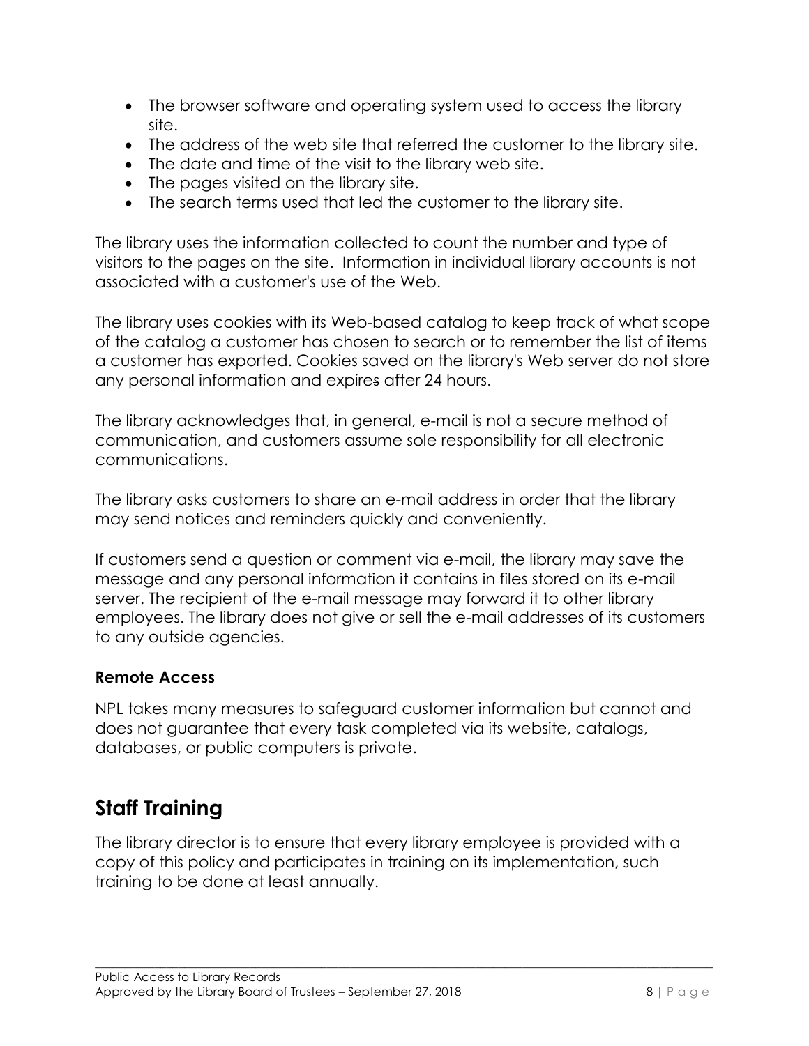- The browser software and operating system used to access the library site.
- The address of the web site that referred the customer to the library site.
- The date and time of the visit to the library web site.
- The pages visited on the library site.
- The search terms used that led the customer to the library site.

The library uses the information collected to count the number and type of visitors to the pages on the site. Information in individual library accounts is not associated with a customer's use of the Web.

The library uses cookies with its Web-based catalog to keep track of what scope of the catalog a customer has chosen to search or to remember the list of items a customer has exported. Cookies saved on the library's Web server do not store any personal information and expires after 24 hours.

The library acknowledges that, in general, e-mail is not a secure method of communication, and customers assume sole responsibility for all electronic communications.

The library asks customers to share an e-mail address in order that the library may send notices and reminders quickly and conveniently.

If customers send a question or comment via e-mail, the library may save the message and any personal information it contains in files stored on its e-mail server. The recipient of the e-mail message may forward it to other library employees. The library does not give or sell the e-mail addresses of its customers to any outside agencies.

**Remote Access**

NPL takes many measures to safeguard customer information but cannot and does not guarantee that every task completed via its website, catalogs, databases, or public computers is private.

## Staff Training

The library director is to ensure that every library employee is provided with a copy of this policy and participates in training on its implementation, such training to be done at least annually.